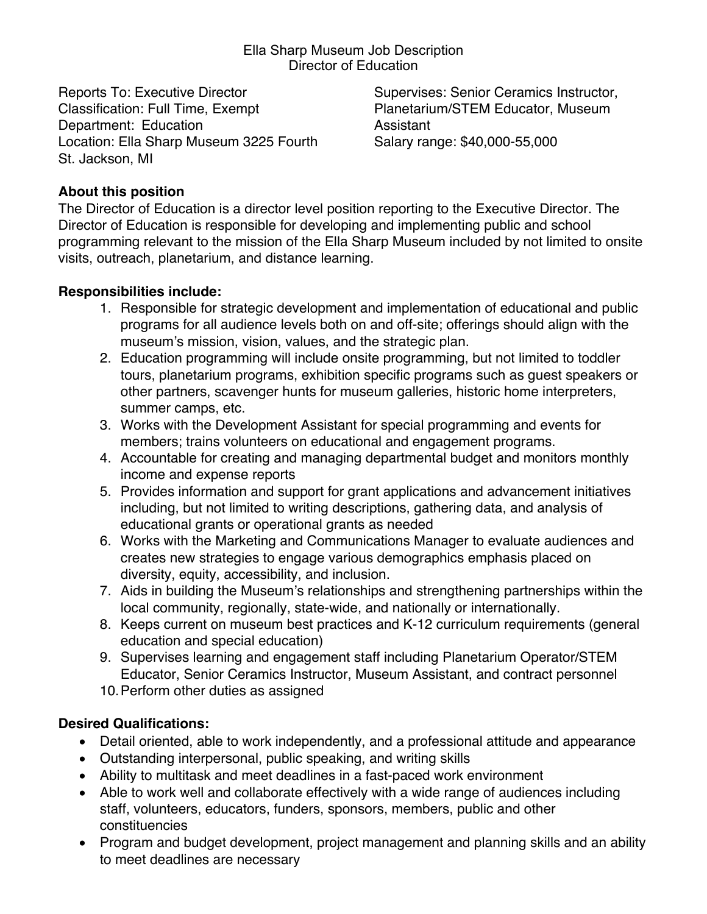# Ella Sharp Museum Job Description
## Director of Education

Reports To: Executive Director
Classification: Full Time, Exempt
Department: Education
Location: Ella Sharp Museum 3225 Fourth St. Jackson, MI

Supervises: Senior Ceramics Instructor, Planetarium/STEM Educator, Museum Assistant
Salary range: $40,000-55,000

**About this position**

The Director of Education is a director level position reporting to the Executive Director. The Director of Education is responsible for developing and implementing public and school programming relevant to the mission of the Ella Sharp Museum included by not limited to onsite visits, outreach, planetarium, and distance learning.

**Responsibilities include:**

1. Responsible for strategic development and implementation of educational and public programs for all audience levels both on and off-site; offerings should align with the museum's mission, vision, values, and the strategic plan.
2. Education programming will include onsite programming, but not limited to toddler tours, planetarium programs, exhibition specific programs such as guest speakers or other partners, scavenger hunts for museum galleries, historic home interpreters, summer camps, etc.
3. Works with the Development Assistant for special programming and events for members; trains volunteers on educational and engagement programs.
4. Accountable for creating and managing departmental budget and monitors monthly income and expense reports
5. Provides information and support for grant applications and advancement initiatives including, but not limited to writing descriptions, gathering data, and analysis of educational grants or operational grants as needed
6. Works with the Marketing and Communications Manager to evaluate audiences and creates new strategies to engage various demographics emphasis placed on diversity, equity, accessibility, and inclusion.
7. Aids in building the Museum's relationships and strengthening partnerships within the local community, regionally, state-wide, and nationally or internationally.
8. Keeps current on museum best practices and K-12 curriculum requirements (general education and special education)
9. Supervises learning and engagement staff including Planetarium Operator/STEM Educator, Senior Ceramics Instructor, Museum Assistant, and contract personnel
10. Perform other duties as assigned

**Desired Qualifications:**

- Detail oriented, able to work independently, and a professional attitude and appearance
- Outstanding interpersonal, public speaking, and writing skills
- Ability to multitask and meet deadlines in a fast-paced work environment
- Able to work well and collaborate effectively with a wide range of audiences including staff, volunteers, educators, funders, sponsors, members, public and other constituencies
- Program and budget development, project management and planning skills and an ability to meet deadlines are necessary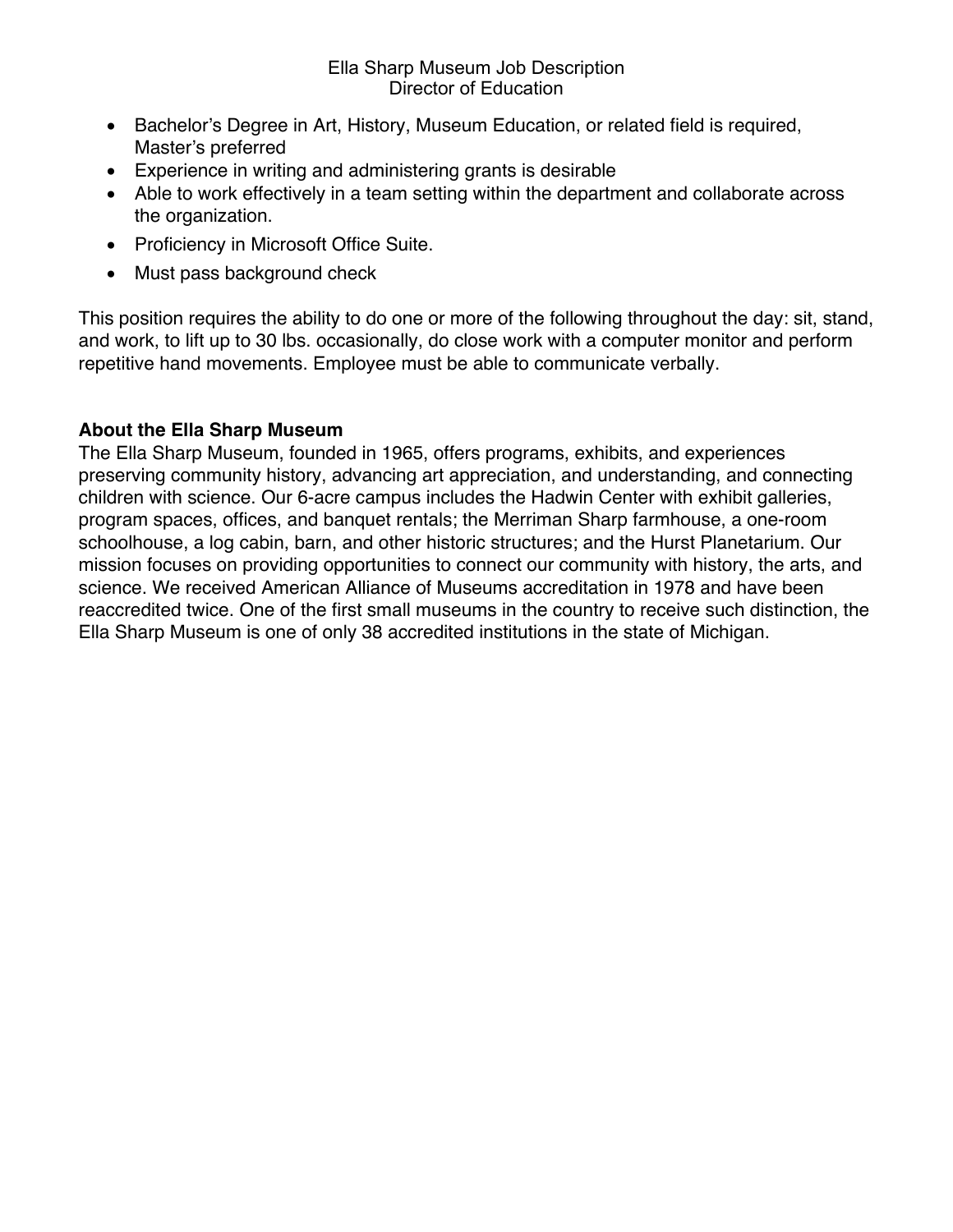- Bachelor's Degree in Art, History, Museum Education, or related field is required, Master's preferred
- Experience in writing and administering grants is desirable
- Able to work effectively in a team setting within the department and collaborate across the organization.
- Proficiency in Microsoft Office Suite.
- Must pass background check

This position requires the ability to do one or more of the following throughout the day: sit, stand, and work, to lift up to 30 lbs. occasionally, do close work with a computer monitor and perform repetitive hand movements. Employee must be able to communicate verbally.

**About the Ella Sharp Museum**

The Ella Sharp Museum, founded in 1965, offers programs, exhibits, and experiences preserving community history, advancing art appreciation, and understanding, and connecting children with science. Our 6-acre campus includes the Hadwin Center with exhibit galleries, program spaces, offices, and banquet rentals; the Merriman Sharp farmhouse, a one-room schoolhouse, a log cabin, barn, and other historic structures; and the Hurst Planetarium. Our mission focuses on providing opportunities to connect our community with history, the arts, and science. We received American Alliance of Museums accreditation in 1978 and have been reaccredited twice. One of the first small museums in the country to receive such distinction, the Ella Sharp Museum is one of only 38 accredited institutions in the state of Michigan.